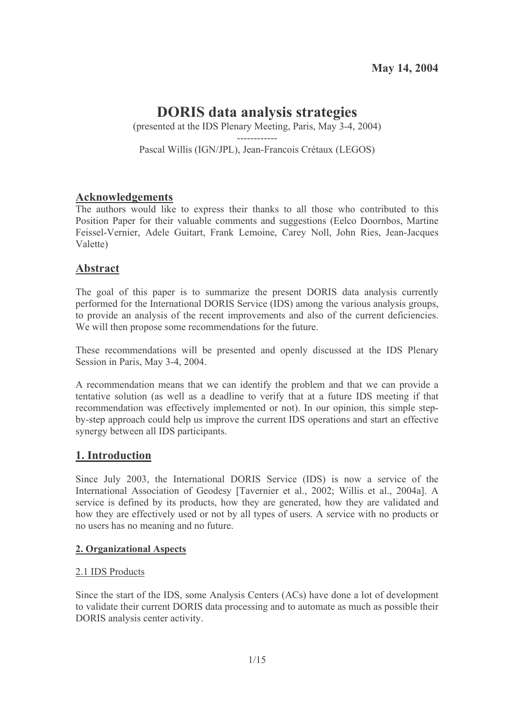**May 14, 2004**

# DORIS data analysis strategies

(presented at the IDS Plenary Meeting, Paris, May 3-4, 2004)

------------

Pascal Willis (IGN/JPL), Jean-Francois Crétaux (LEGOS)

## Acknowledgements

The authors would like to express their thanks to all those who contributed to this Position Paper for their valuable comments and suggestions (Eelco Doornbos, Martine Feissel-Vernier, Adele Guitart, Frank Lemoine, Carey Noll, John Ries, Jean-Jacques Valette)

## Abstract

The goal of this paper is to summarize the present DORIS data analysis currently performed for the International DORIS Service (IDS) among the various analysis groups, to provide an analysis of the recent improvements and also of the current deficiencies. We will then propose some recommendations for the future.

These recommendations will be presented and openly discussed at the IDS Plenary Session in Paris, May 3-4, 2004.

A recommendation means that we can identify the problem and that we can provide a tentative solution (as well as a deadline to verify that at a future IDS meeting if that recommendation was effectively implemented or not). In our opinion, this simple step-by-step approach could help us improve the current IDS operations and start an effective synergy between all IDS participants.

## 1. Introduction

Since July 2003, the International DORIS Service (IDS) is now a service of the International Association of Geodesy [Tavernier et al., 2002; Willis et al., 2004a]. A service is defined by its products, how they are generated, how they are validated and how they are effectively used or not by all types of users. A service with no products or no users has no meaning and no future.

### 2. Organizational Aspects

#### 2.1 IDS Products

Since the start of the IDS, some Analysis Centers (ACs) have done a lot of development to validate their current DORIS data processing and to automate as much as possible their DORIS analysis center activity.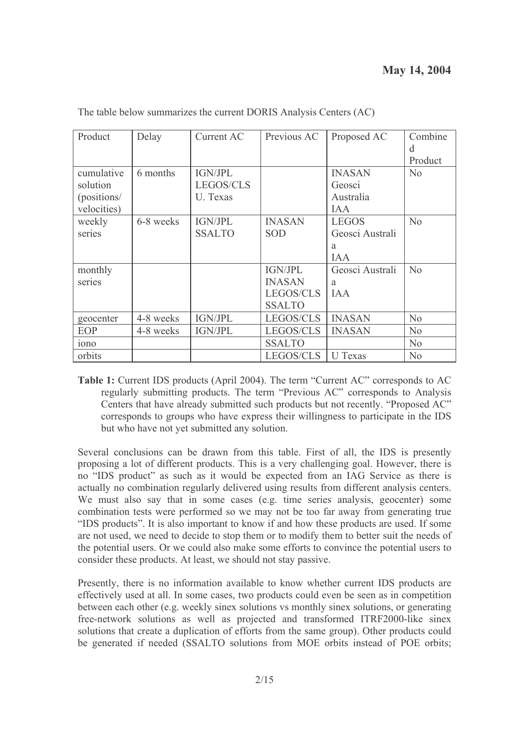The table below summarizes the current DORIS Analysis Centers (AC)

| Product | Delay | Current AC | Previous AC | Proposed AC | Combined Product |
|---|---|---|---|---|---|
| cumulative solution (positions/ velocities) | 6 months | IGN/JPL LEGOS/CLS U. Texas | | INASAN Geosci Australia IAA | No |
| weekly series | 6-8 weeks | IGN/JPL SSALTO | INASAN SOD | LEGOS Geosci Australia IAA | No |
| monthly series | | | IGN/JPL INASAN LEGOS/CLS SSALTO | Geosci Australia IAA | No |
| geocenter | 4-8 weeks | IGN/JPL | LEGOS/CLS | INASAN | No |
| EOP | 4-8 weeks | IGN/JPL | LEGOS/CLS | INASAN | No |
| iono | | | SSALTO | | No |
| orbits | | | LEGOS/CLS | U Texas | No |

**Table 1:** Current IDS products (April 2004). The term "Current AC" corresponds to AC regularly submitting products. The term "Previous AC" corresponds to Analysis Centers that have already submitted such products but not recently. "Proposed AC" corresponds to groups who have express their willingness to participate in the IDS but who have not yet submitted any solution.

Several conclusions can be drawn from this table. First of all, the IDS is presently proposing a lot of different products. This is a very challenging goal. However, there is no "IDS product" as such as it would be expected from an IAG Service as there is actually no combination regularly delivered using results from different analysis centers. We must also say that in some cases (e.g. time series analysis, geocenter) some combination tests were performed so we may not be too far away from generating true "IDS products". It is also important to know if and how these products are used. If some are not used, we need to decide to stop them or to modify them to better suit the needs of the potential users. Or we could also make some efforts to convince the potential users to consider these products. At least, we should not stay passive.

Presently, there is no information available to know whether current IDS products are effectively used at all. In some cases, two products could even be seen as in competition between each other (e.g. weekly sinex solutions vs monthly sinex solutions, or generating free-network solutions as well as projected and transformed ITRF2000-like sinex solutions that create a duplication of efforts from the same group). Other products could be generated if needed (SSALTO solutions from MOE orbits instead of POE orbits;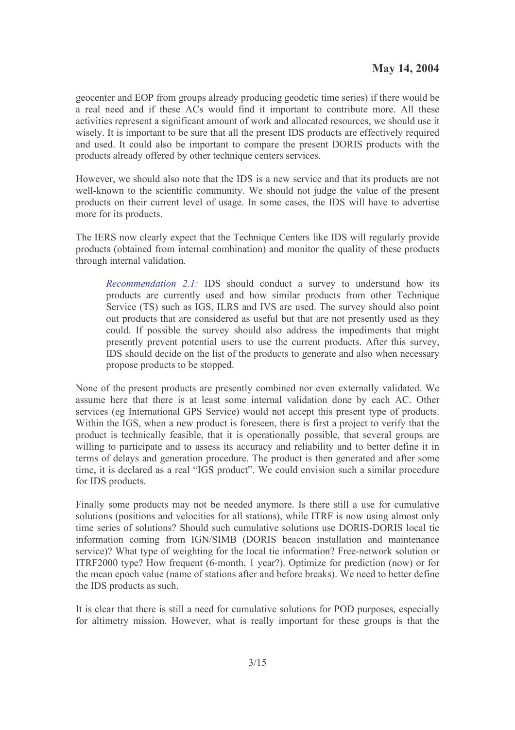geocenter and EOP from groups already producing geodetic time series) if there would be a real need and if these ACs would find it important to contribute more. All these activities represent a significant amount of work and allocated resources, we should use it wisely. It is important to be sure that all the present IDS products are effectively required and used. It could also be important to compare the present DORIS products with the products already offered by other technique centers services.

However, we should also note that the IDS is a new service and that its products are not well-known to the scientific community. We should not judge the value of the present products on their current level of usage. In some cases, the IDS will have to advertise more for its products.

The IERS now clearly expect that the Technique Centers like IDS will regularly provide products (obtained from internal combination) and monitor the quality of these products through internal validation.

> *Recommendation 2.1:* IDS should conduct a survey to understand how its products are currently used and how similar products from other Technique Service (TS) such as IGS, ILRS and IVS are used. The survey should also point out products that are considered as useful but that are not presently used as they could. If possible the survey should also address the impediments that might presently prevent potential users to use the current products. After this survey, IDS should decide on the list of the products to generate and also when necessary propose products to be stopped.

None of the present products are presently combined nor even externally validated. We assume here that there is at least some internal validation done by each AC. Other services (eg International GPS Service) would not accept this present type of products. Within the IGS, when a new product is foreseen, there is first a project to verify that the product is technically feasible, that it is operationally possible, that several groups are willing to participate and to assess its accuracy and reliability and to better define it in terms of delays and generation procedure. The product is then generated and after some time, it is declared as a real "IGS product". We could envision such a similar procedure for IDS products.

Finally some products may not be needed anymore. Is there still a use for cumulative solutions (positions and velocities for all stations), while ITRF is now using almost only time series of solutions? Should such cumulative solutions use DORIS-DORIS local tie information coming from IGN/SIMB (DORIS beacon installation and maintenance service)? What type of weighting for the local tie information? Free-network solution or ITRF2000 type? How frequent (6-month, 1 year?). Optimize for prediction (now) or for the mean epoch value (name of stations after and before breaks). We need to better define the IDS products as such.

It is clear that there is still a need for cumulative solutions for POD purposes, especially for altimetry mission. However, what is really important for these groups is that the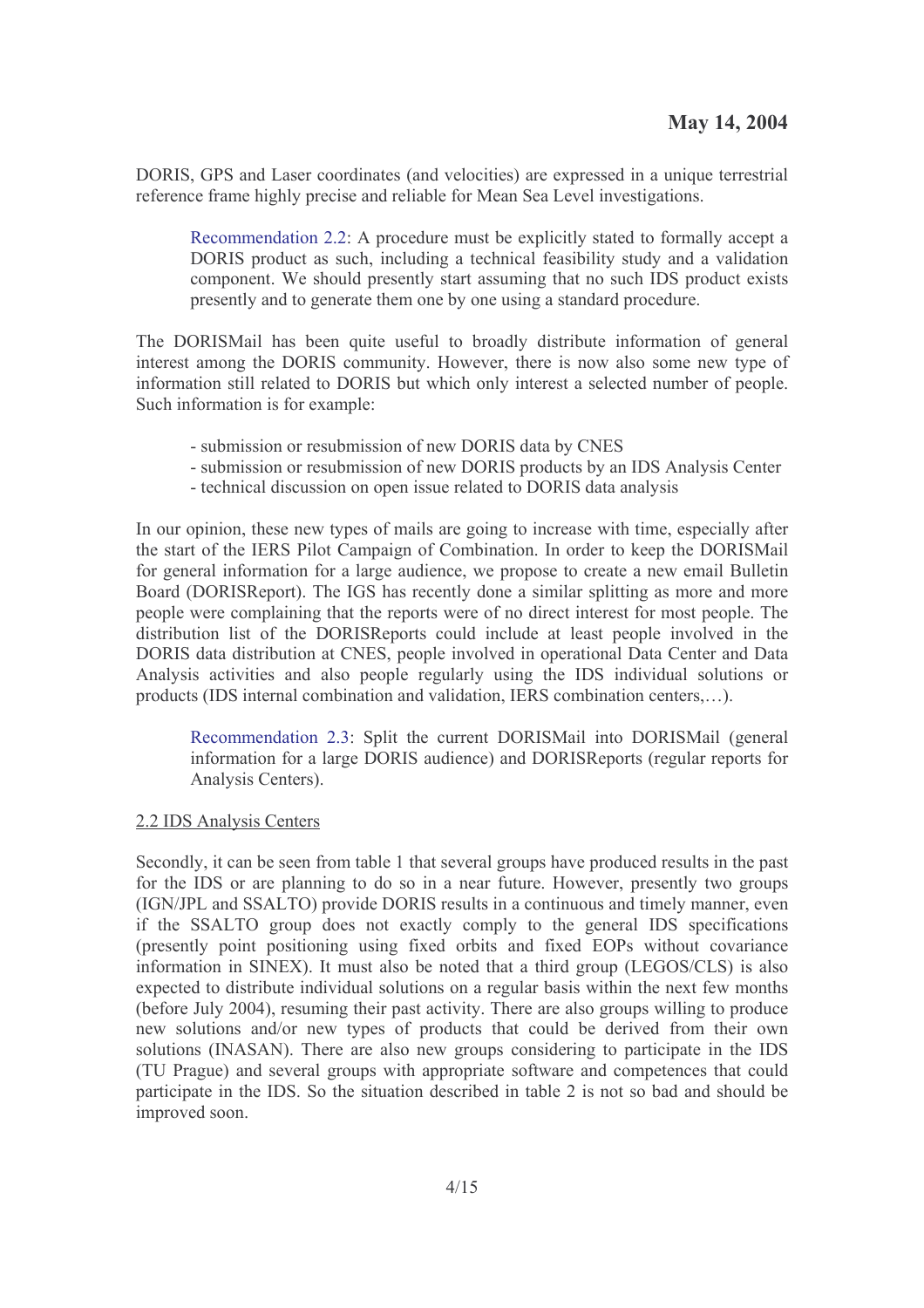DORIS, GPS and Laser coordinates (and velocities) are expressed in a unique terrestrial reference frame highly precise and reliable for Mean Sea Level investigations.

> Recommendation 2.2: A procedure must be explicitly stated to formally accept a DORIS product as such, including a technical feasibility study and a validation component. We should presently start assuming that no such IDS product exists presently and to generate them one by one using a standard procedure.

The DORISMail has been quite useful to broadly distribute information of general interest among the DORIS community. However, there is now also some new type of information still related to DORIS but which only interest a selected number of people. Such information is for example:

- submission or resubmission of new DORIS data by CNES
- submission or resubmission of new DORIS products by an IDS Analysis Center
- technical discussion on open issue related to DORIS data analysis

In our opinion, these new types of mails are going to increase with time, especially after the start of the IERS Pilot Campaign of Combination. In order to keep the DORISMail for general information for a large audience, we propose to create a new email Bulletin Board (DORISReport). The IGS has recently done a similar splitting as more and more people were complaining that the reports were of no direct interest for most people. The distribution list of the DORISReports could include at least people involved in the DORIS data distribution at CNES, people involved in operational Data Center and Data Analysis activities and also people regularly using the IDS individual solutions or products (IDS internal combination and validation, IERS combination centers,…).

> Recommendation 2.3: Split the current DORISMail into DORISMail (general information for a large DORIS audience) and DORISReports (regular reports for Analysis Centers).

## 2.2 IDS Analysis Centers

Secondly, it can be seen from table 1 that several groups have produced results in the past for the IDS or are planning to do so in a near future. However, presently two groups (IGN/JPL and SSALTO) provide DORIS results in a continuous and timely manner, even if the SSALTO group does not exactly comply to the general IDS specifications (presently point positioning using fixed orbits and fixed EOPs without covariance information in SINEX). It must also be noted that a third group (LEGOS/CLS) is also expected to distribute individual solutions on a regular basis within the next few months (before July 2004), resuming their past activity. There are also groups willing to produce new solutions and/or new types of products that could be derived from their own solutions (INASAN). There are also new groups considering to participate in the IDS (TU Prague) and several groups with appropriate software and competences that could participate in the IDS. So the situation described in table 2 is not so bad and should be improved soon.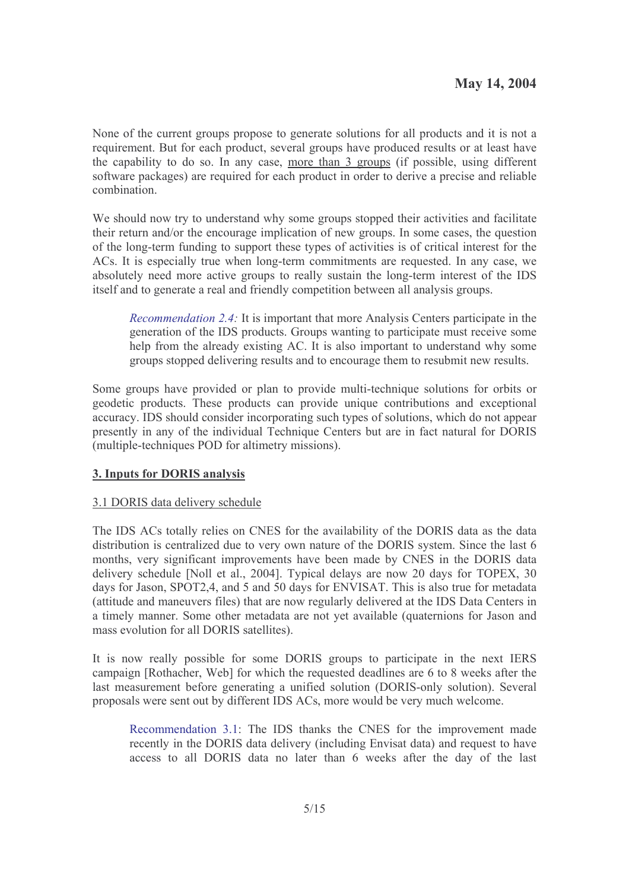None of the current groups propose to generate solutions for all products and it is not a requirement. But for each product, several groups have produced results or at least have the capability to do so. In any case, <u>more than 3 groups</u> (if possible, using different software packages) are required for each product in order to derive a precise and reliable combination.

We should now try to understand why some groups stopped their activities and facilitate their return and/or the encourage implication of new groups. In some cases, the question of the long-term funding to support these types of activities is of critical interest for the ACs. It is especially true when long-term commitments are requested. In any case, we absolutely need more active groups to really sustain the long-term interest of the IDS itself and to generate a real and friendly competition between all analysis groups.

> *Recommendation 2.4:* It is important that more Analysis Centers participate in the generation of the IDS products. Groups wanting to participate must receive some help from the already existing AC. It is also important to understand why some groups stopped delivering results and to encourage them to resubmit new results.

Some groups have provided or plan to provide multi-technique solutions for orbits or geodetic products. These products can provide unique contributions and exceptional accuracy. IDS should consider incorporating such types of solutions, which do not appear presently in any of the individual Technique Centers but are in fact natural for DORIS (multiple-techniques POD for altimetry missions).

## 3. Inputs for DORIS analysis

### 3.1 DORIS data delivery schedule

The IDS ACs totally relies on CNES for the availability of the DORIS data as the data distribution is centralized due to very own nature of the DORIS system. Since the last 6 months, very significant improvements have been made by CNES in the DORIS data delivery schedule [Noll et al., 2004]. Typical delays are now 20 days for TOPEX, 30 days for Jason, SPOT2,4, and 5 and 50 days for ENVISAT. This is also true for metadata (attitude and maneuvers files) that are now regularly delivered at the IDS Data Centers in a timely manner. Some other metadata are not yet available (quaternions for Jason and mass evolution for all DORIS satellites).

It is now really possible for some DORIS groups to participate in the next IERS campaign [Rothacher, Web] for which the requested deadlines are 6 to 8 weeks after the last measurement before generating a unified solution (DORIS-only solution). Several proposals were sent out by different IDS ACs, more would be very much welcome.

> Recommendation 3.1: The IDS thanks the CNES for the improvement made recently in the DORIS data delivery (including Envisat data) and request to have access to all DORIS data no later than 6 weeks after the day of the last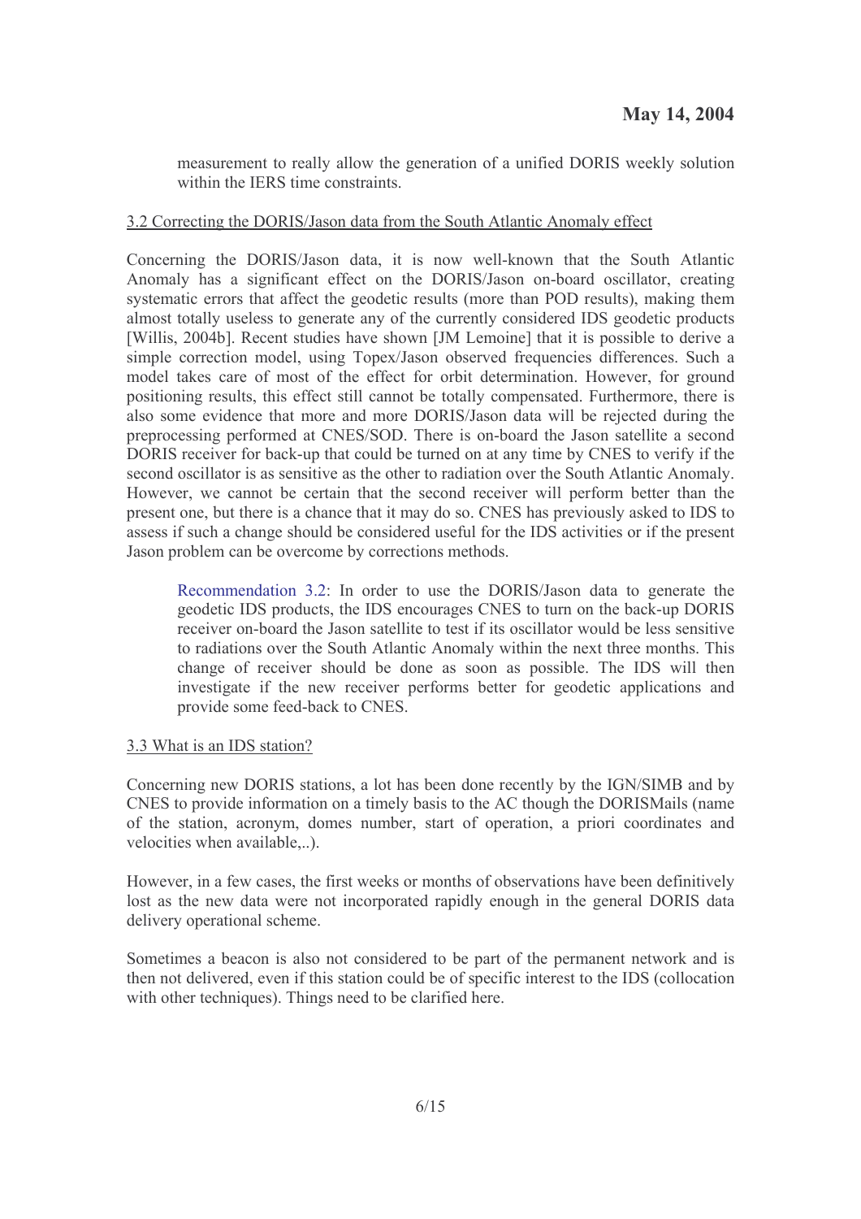measurement to really allow the generation of a unified DORIS weekly solution within the IERS time constraints.

### 3.2 Correcting the DORIS/Jason data from the South Atlantic Anomaly effect

Concerning the DORIS/Jason data, it is now well-known that the South Atlantic Anomaly has a significant effect on the DORIS/Jason on-board oscillator, creating systematic errors that affect the geodetic results (more than POD results), making them almost totally useless to generate any of the currently considered IDS geodetic products [Willis, 2004b]. Recent studies have shown [JM Lemoine] that it is possible to derive a simple correction model, using Topex/Jason observed frequencies differences. Such a model takes care of most of the effect for orbit determination. However, for ground positioning results, this effect still cannot be totally compensated. Furthermore, there is also some evidence that more and more DORIS/Jason data will be rejected during the preprocessing performed at CNES/SOD. There is on-board the Jason satellite a second DORIS receiver for back-up that could be turned on at any time by CNES to verify if the second oscillator is as sensitive as the other to radiation over the South Atlantic Anomaly. However, we cannot be certain that the second receiver will perform better than the present one, but there is a chance that it may do so. CNES has previously asked to IDS to assess if such a change should be considered useful for the IDS activities or if the present Jason problem can be overcome by corrections methods.

> Recommendation 3.2: In order to use the DORIS/Jason data to generate the geodetic IDS products, the IDS encourages CNES to turn on the back-up DORIS receiver on-board the Jason satellite to test if its oscillator would be less sensitive to radiations over the South Atlantic Anomaly within the next three months. This change of receiver should be done as soon as possible. The IDS will then investigate if the new receiver performs better for geodetic applications and provide some feed-back to CNES.

### 3.3 What is an IDS station?

Concerning new DORIS stations, a lot has been done recently by the IGN/SIMB and by CNES to provide information on a timely basis to the AC though the DORISMails (name of the station, acronym, domes number, start of operation, a priori coordinates and velocities when available,..).

However, in a few cases, the first weeks or months of observations have been definitively lost as the new data were not incorporated rapidly enough in the general DORIS data delivery operational scheme.

Sometimes a beacon is also not considered to be part of the permanent network and is then not delivered, even if this station could be of specific interest to the IDS (collocation with other techniques). Things need to be clarified here.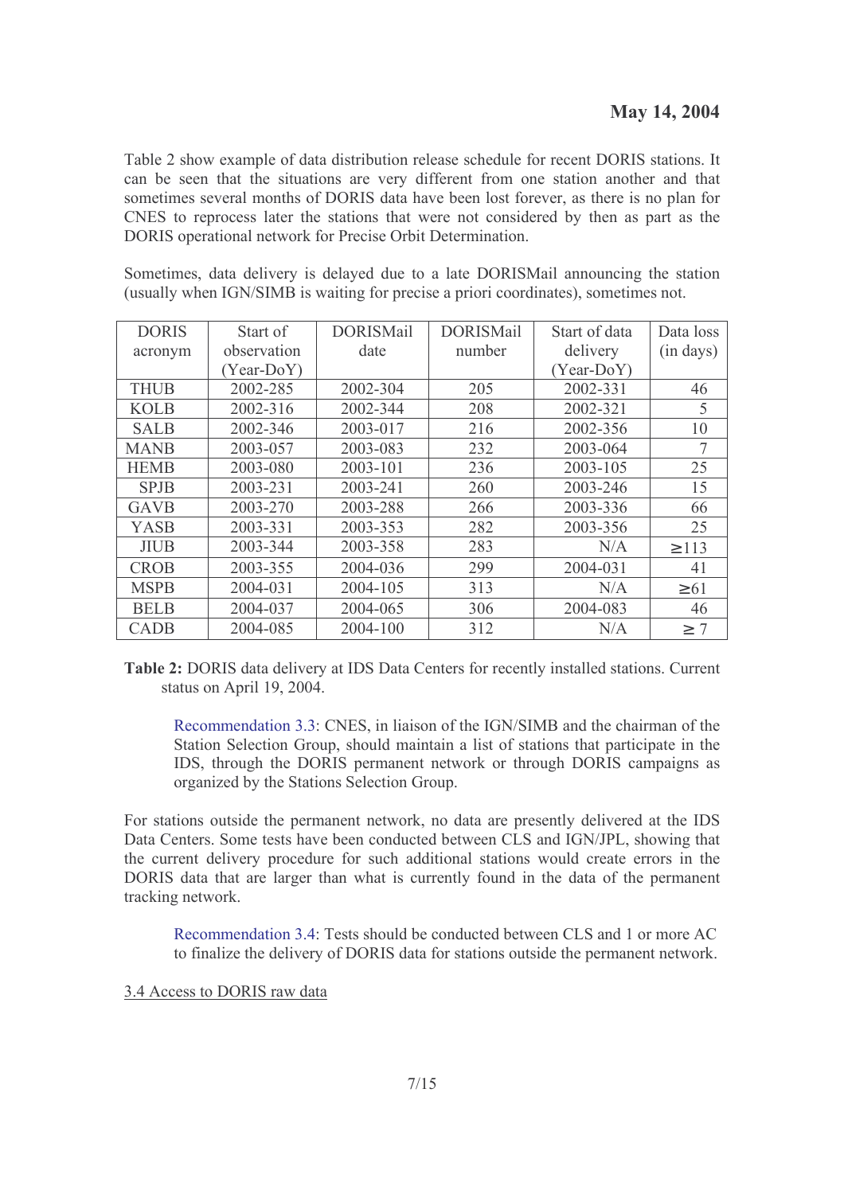Table 2 show example of data distribution release schedule for recent DORIS stations. It can be seen that the situations are very different from one station another and that sometimes several months of DORIS data have been lost forever, as there is no plan for CNES to reprocess later the stations that were not considered by then as part as the DORIS operational network for Precise Orbit Determination.

Sometimes, data delivery is delayed due to a late DORISMail announcing the station (usually when IGN/SIMB is waiting for precise a priori coordinates), sometimes not.

| DORIS acronym | Start of observation (Year-DoY) | DORISMail date | DORISMail number | Start of data delivery (Year-DoY) | Data loss (in days) |
|---|---|---|---|---|---|
| THUB | 2002-285 | 2002-304 | 205 | 2002-331 | 46 |
| KOLB | 2002-316 | 2002-344 | 208 | 2002-321 | 5 |
| SALB | 2002-346 | 2003-017 | 216 | 2002-356 | 10 |
| MANB | 2003-057 | 2003-083 | 232 | 2003-064 | 7 |
| HEMB | 2003-080 | 2003-101 | 236 | 2003-105 | 25 |
| SPJB | 2003-231 | 2003-241 | 260 | 2003-246 | 15 |
| GAVB | 2003-270 | 2003-288 | 266 | 2003-336 | 66 |
| YASB | 2003-331 | 2003-353 | 282 | 2003-356 | 25 |
| JIUB | 2003-344 | 2003-358 | 283 | N/A | ≥113 |
| CROB | 2003-355 | 2004-036 | 299 | 2004-031 | 41 |
| MSPB | 2004-031 | 2004-105 | 313 | N/A | ≥61 |
| BELB | 2004-037 | 2004-065 | 306 | 2004-083 | 46 |
| CADB | 2004-085 | 2004-100 | 312 | N/A | ≥ 7 |

**Table 2:** DORIS data delivery at IDS Data Centers for recently installed stations. Current status on April 19, 2004.

> Recommendation 3.3: CNES, in liaison of the IGN/SIMB and the chairman of the Station Selection Group, should maintain a list of stations that participate in the IDS, through the DORIS permanent network or through DORIS campaigns as organized by the Stations Selection Group.

For stations outside the permanent network, no data are presently delivered at the IDS Data Centers. Some tests have been conducted between CLS and IGN/JPL, showing that the current delivery procedure for such additional stations would create errors in the DORIS data that are larger than what is currently found in the data of the permanent tracking network.

> Recommendation 3.4: Tests should be conducted between CLS and 1 or more AC to finalize the delivery of DORIS data for stations outside the permanent network.

3.4 Access to DORIS raw data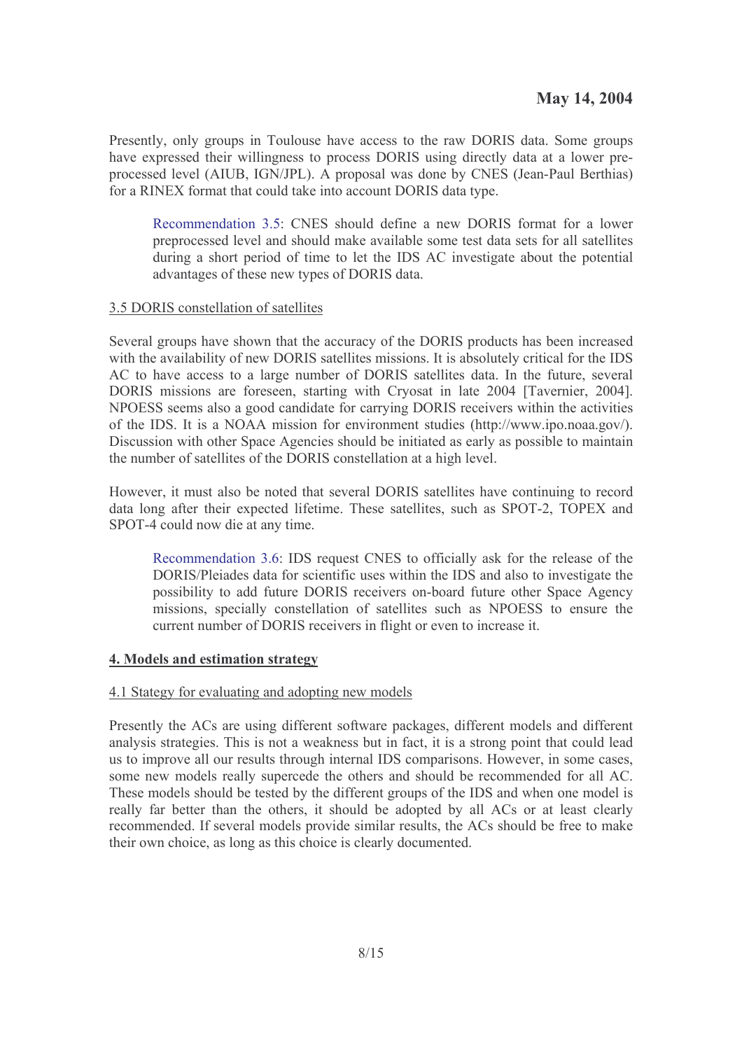Presently, only groups in Toulouse have access to the raw DORIS data. Some groups have expressed their willingness to process DORIS using directly data at a lower pre-processed level (AIUB, IGN/JPL). A proposal was done by CNES (Jean-Paul Berthias) for a RINEX format that could take into account DORIS data type.

> Recommendation 3.5: CNES should define a new DORIS format for a lower preprocessed level and should make available some test data sets for all satellites during a short period of time to let the IDS AC investigate about the potential advantages of these new types of DORIS data.

3.5 DORIS constellation of satellites

Several groups have shown that the accuracy of the DORIS products has been increased with the availability of new DORIS satellites missions. It is absolutely critical for the IDS AC to have access to a large number of DORIS satellites data. In the future, several DORIS missions are foreseen, starting with Cryosat in late 2004 [Tavernier, 2004]. NPOESS seems also a good candidate for carrying DORIS receivers within the activities of the IDS. It is a NOAA mission for environment studies (http://www.ipo.noaa.gov/). Discussion with other Space Agencies should be initiated as early as possible to maintain the number of satellites of the DORIS constellation at a high level.

However, it must also be noted that several DORIS satellites have continuing to record data long after their expected lifetime. These satellites, such as SPOT-2, TOPEX and SPOT-4 could now die at any time.

> Recommendation 3.6: IDS request CNES to officially ask for the release of the DORIS/Pleiades data for scientific uses within the IDS and also to investigate the possibility to add future DORIS receivers on-board future other Space Agency missions, specially constellation of satellites such as NPOESS to ensure the current number of DORIS receivers in flight or even to increase it.

## 4. Models and estimation strategy

4.1 Stategy for evaluating and adopting new models

Presently the ACs are using different software packages, different models and different analysis strategies. This is not a weakness but in fact, it is a strong point that could lead us to improve all our results through internal IDS comparisons. However, in some cases, some new models really supercede the others and should be recommended for all AC. These models should be tested by the different groups of the IDS and when one model is really far better than the others, it should be adopted by all ACs or at least clearly recommended. If several models provide similar results, the ACs should be free to make their own choice, as long as this choice is clearly documented.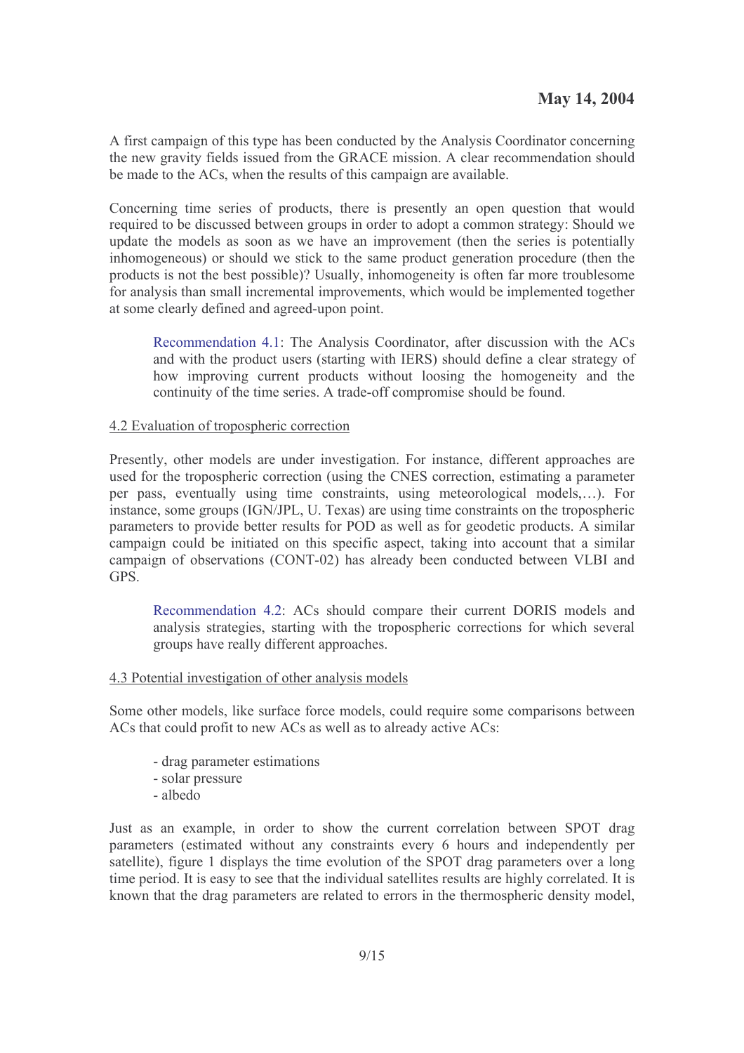A first campaign of this type has been conducted by the Analysis Coordinator concerning the new gravity fields issued from the GRACE mission. A clear recommendation should be made to the ACs, when the results of this campaign are available.

Concerning time series of products, there is presently an open question that would required to be discussed between groups in order to adopt a common strategy: Should we update the models as soon as we have an improvement (then the series is potentially inhomogeneous) or should we stick to the same product generation procedure (then the products is not the best possible)? Usually, inhomogeneity is often far more troublesome for analysis than small incremental improvements, which would be implemented together at some clearly defined and agreed-upon point.

> Recommendation 4.1: The Analysis Coordinator, after discussion with the ACs and with the product users (starting with IERS) should define a clear strategy of how improving current products without loosing the homogeneity and the continuity of the time series. A trade-off compromise should be found.

### 4.2 Evaluation of tropospheric correction

Presently, other models are under investigation. For instance, different approaches are used for the tropospheric correction (using the CNES correction, estimating a parameter per pass, eventually using time constraints, using meteorological models,…). For instance, some groups (IGN/JPL, U. Texas) are using time constraints on the tropospheric parameters to provide better results for POD as well as for geodetic products. A similar campaign could be initiated on this specific aspect, taking into account that a similar campaign of observations (CONT-02) has already been conducted between VLBI and GPS.

> Recommendation 4.2: ACs should compare their current DORIS models and analysis strategies, starting with the tropospheric corrections for which several groups have really different approaches.

### 4.3 Potential investigation of other analysis models

Some other models, like surface force models, could require some comparisons between ACs that could profit to new ACs as well as to already active ACs:

- drag parameter estimations
- solar pressure
- albedo

Just as an example, in order to show the current correlation between SPOT drag parameters (estimated without any constraints every 6 hours and independently per satellite), figure 1 displays the time evolution of the SPOT drag parameters over a long time period. It is easy to see that the individual satellites results are highly correlated. It is known that the drag parameters are related to errors in the thermospheric density model,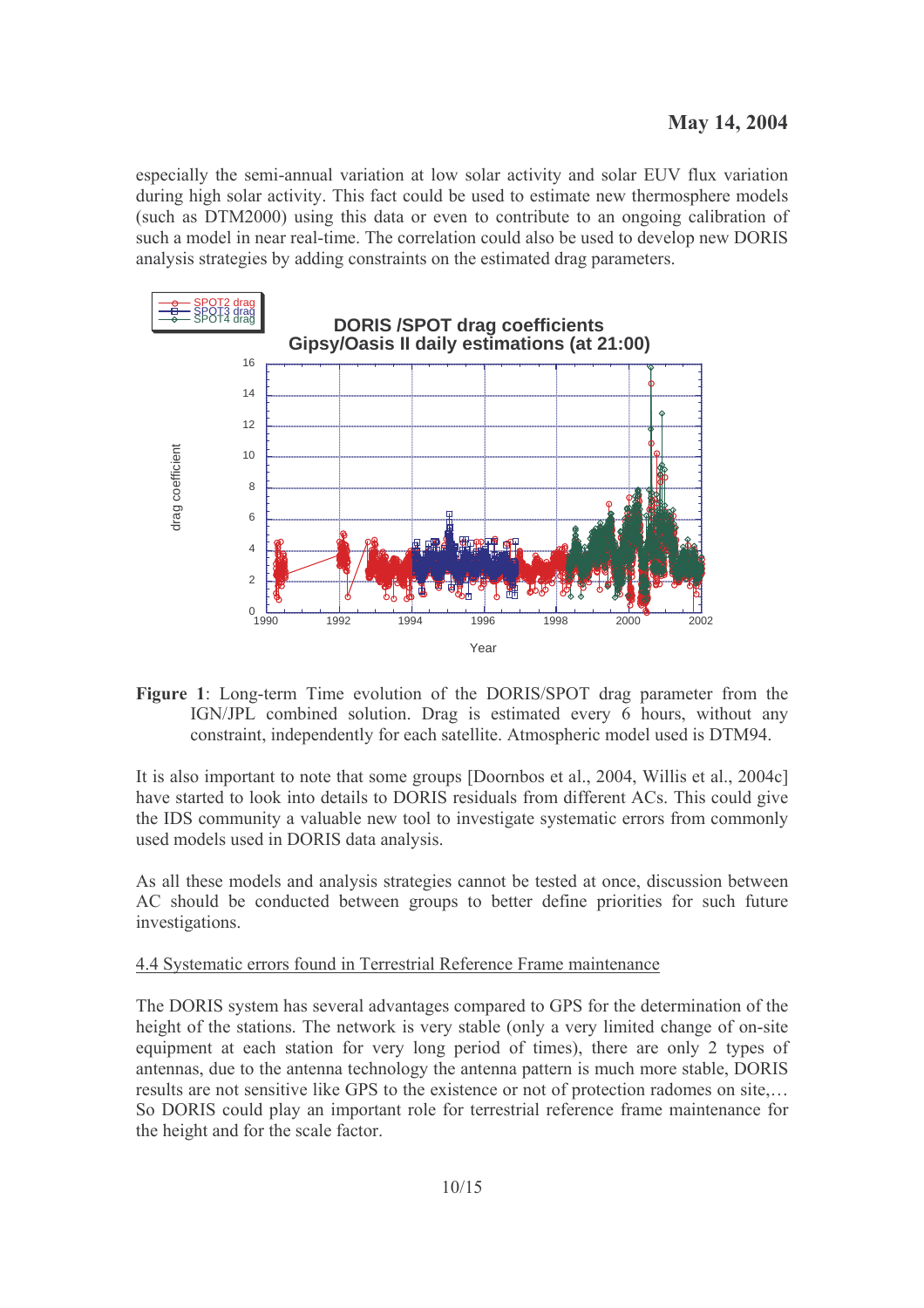especially the semi-annual variation at low solar activity and solar EUV flux variation during high solar activity. This fact could be used to estimate new thermosphere models (such as DTM2000) using this data or even to contribute to an ongoing calibration of such a model in near real-time. The correlation could also be used to develop new DORIS analysis strategies by adding constraints on the estimated drag parameters.

**Figure 1**: Long-term Time evolution of the DORIS/SPOT drag parameter from the IGN/JPL combined solution. Drag is estimated every 6 hours, without any constraint, independently for each satellite. Atmospheric model used is DTM94.

It is also important to note that some groups [Doornbos et al., 2004, Willis et al., 2004c] have started to look into details to DORIS residuals from different ACs. This could give the IDS community a valuable new tool to investigate systematic errors from commonly used models used in DORIS data analysis.

As all these models and analysis strategies cannot be tested at once, discussion between AC should be conducted between groups to better define priorities for such future investigations.

## 4.4 Systematic errors found in Terrestrial Reference Frame maintenance

The DORIS system has several advantages compared to GPS for the determination of the height of the stations. The network is very stable (only a very limited change of on-site equipment at each station for very long period of times), there are only 2 types of antennas, due to the antenna technology the antenna pattern is much more stable, DORIS results are not sensitive like GPS to the existence or not of protection radomes on site,… So DORIS could play an important role for terrestrial reference frame maintenance for the height and for the scale factor.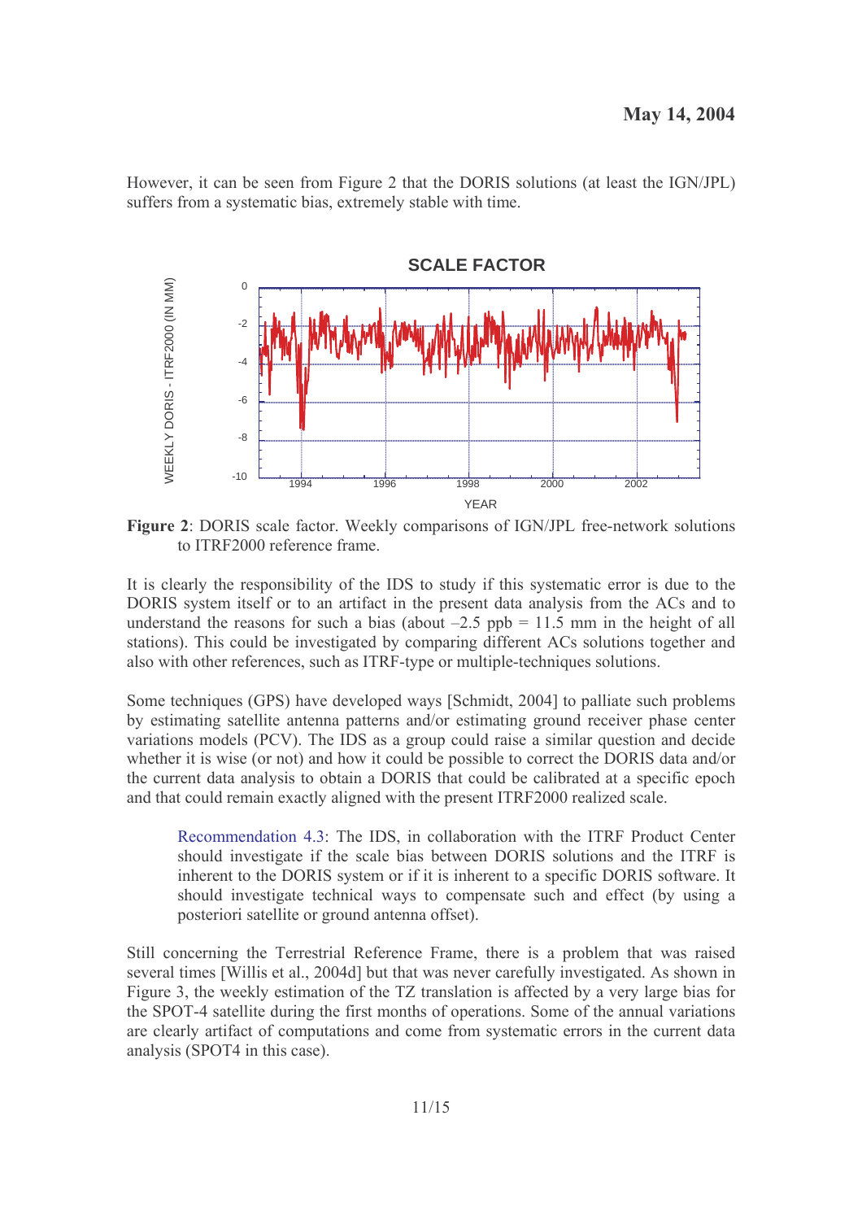However, it can be seen from Figure 2 that the DORIS solutions (at least the IGN/JPL) suffers from a systematic bias, extremely stable with time.

**Figure 2**: DORIS scale factor. Weekly comparisons of IGN/JPL free-network solutions to ITRF2000 reference frame.

It is clearly the responsibility of the IDS to study if this systematic error is due to the DORIS system itself or to an artifact in the present data analysis from the ACs and to understand the reasons for such a bias (about –2.5 ppb = 11.5 mm in the height of all stations). This could be investigated by comparing different ACs solutions together and also with other references, such as ITRF-type or multiple-techniques solutions.

Some techniques (GPS) have developed ways [Schmidt, 2004] to palliate such problems by estimating satellite antenna patterns and/or estimating ground receiver phase center variations models (PCV). The IDS as a group could raise a similar question and decide whether it is wise (or not) and how it could be possible to correct the DORIS data and/or the current data analysis to obtain a DORIS that could be calibrated at a specific epoch and that could remain exactly aligned with the present ITRF2000 realized scale.

> Recommendation 4.3: The IDS, in collaboration with the ITRF Product Center should investigate if the scale bias between DORIS solutions and the ITRF is inherent to the DORIS system or if it is inherent to a specific DORIS software. It should investigate technical ways to compensate such and effect (by using a posteriori satellite or ground antenna offset).

Still concerning the Terrestrial Reference Frame, there is a problem that was raised several times [Willis et al., 2004d] but that was never carefully investigated. As shown in Figure 3, the weekly estimation of the TZ translation is affected by a very large bias for the SPOT-4 satellite during the first months of operations. Some of the annual variations are clearly artifact of computations and come from systematic errors in the current data analysis (SPOT4 in this case).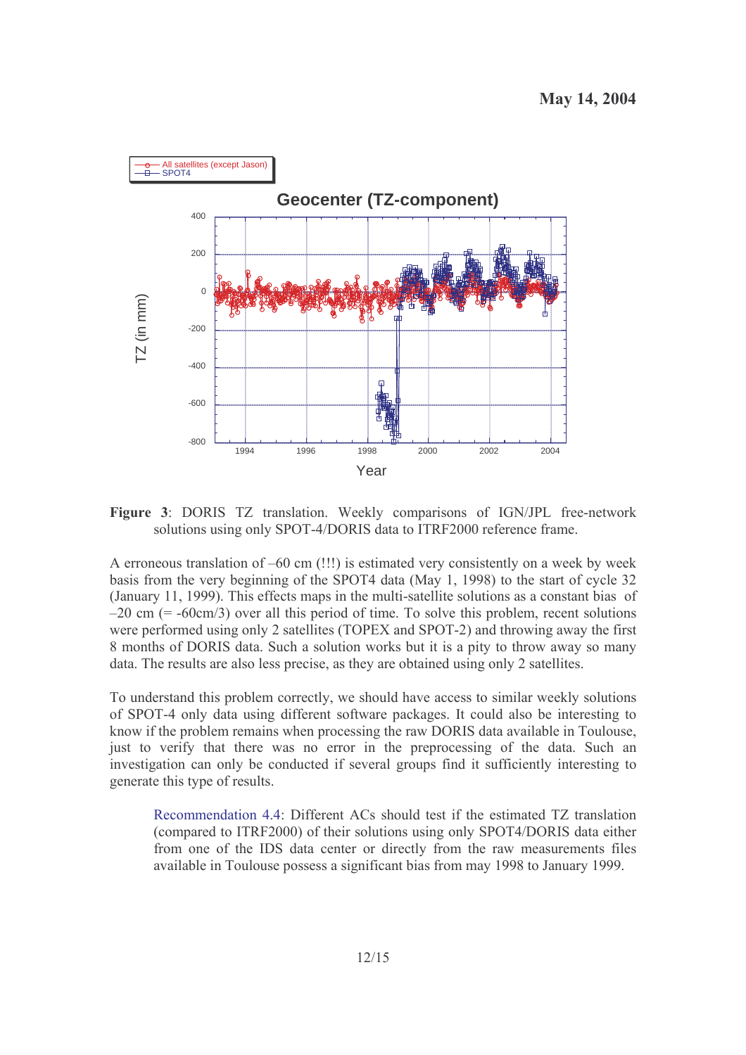**Figure 3**: DORIS TZ translation. Weekly comparisons of IGN/JPL free-network solutions using only SPOT-4/DORIS data to ITRF2000 reference frame.

A erroneous translation of –60 cm (!!!) is estimated very consistently on a week by week basis from the very beginning of the SPOT4 data (May 1, 1998) to the start of cycle 32 (January 11, 1999). This effects maps in the multi-satellite solutions as a constant bias of –20 cm (= -60cm/3) over all this period of time. To solve this problem, recent solutions were performed using only 2 satellites (TOPEX and SPOT-2) and throwing away the first 8 months of DORIS data. Such a solution works but it is a pity to throw away so many data. The results are also less precise, as they are obtained using only 2 satellites.

To understand this problem correctly, we should have access to similar weekly solutions of SPOT-4 only data using different software packages. It could also be interesting to know if the problem remains when processing the raw DORIS data available in Toulouse, just to verify that there was no error in the preprocessing of the data. Such an investigation can only be conducted if several groups find it sufficiently interesting to generate this type of results.

> Recommendation 4.4: Different ACs should test if the estimated TZ translation (compared to ITRF2000) of their solutions using only SPOT4/DORIS data either from one of the IDS data center or directly from the raw measurements files available in Toulouse possess a significant bias from may 1998 to January 1999.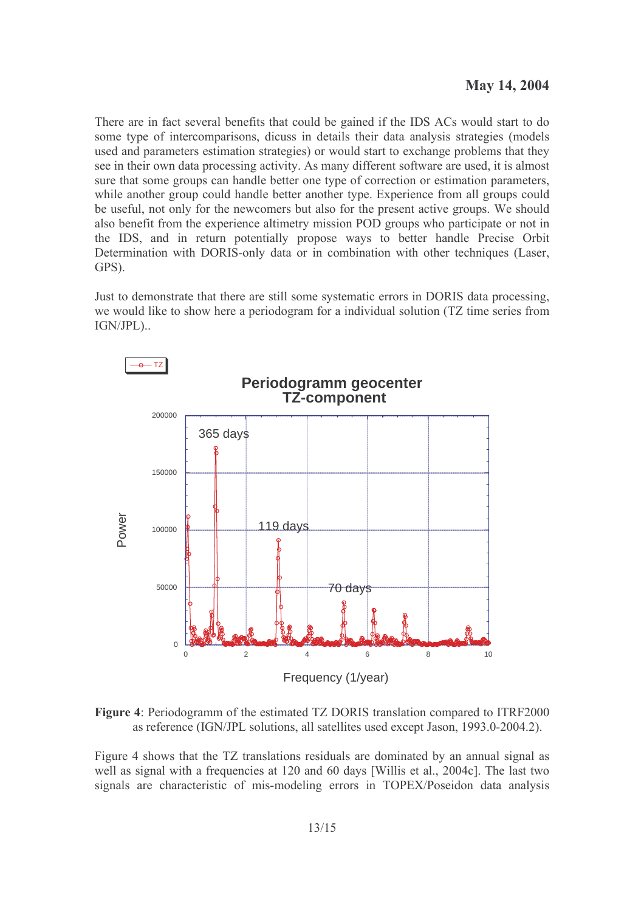There are in fact several benefits that could be gained if the IDS ACs would start to do some type of intercomparisons, dicuss in details their data analysis strategies (models used and parameters estimation strategies) or would start to exchange problems that they see in their own data processing activity. As many different software are used, it is almost sure that some groups can handle better one type of correction or estimation parameters, while another group could handle better another type. Experience from all groups could be useful, not only for the newcomers but also for the present active groups. We should also benefit from the experience altimetry mission POD groups who participate or not in the IDS, and in return potentially propose ways to better handle Precise Orbit Determination with DORIS-only data or in combination with other techniques (Laser, GPS).

Just to demonstrate that there are still some systematic errors in DORIS data processing, we would like to show here a periodogram for a individual solution (TZ time series from IGN/JPL)..

**Figure 4**: Periodogramm of the estimated TZ DORIS translation compared to ITRF2000 as reference (IGN/JPL solutions, all satellites used except Jason, 1993.0-2004.2).

Figure 4 shows that the TZ translations residuals are dominated by an annual signal as well as signal with a frequencies at 120 and 60 days [Willis et al., 2004c]. The last two signals are characteristic of mis-modeling errors in TOPEX/Poseidon data analysis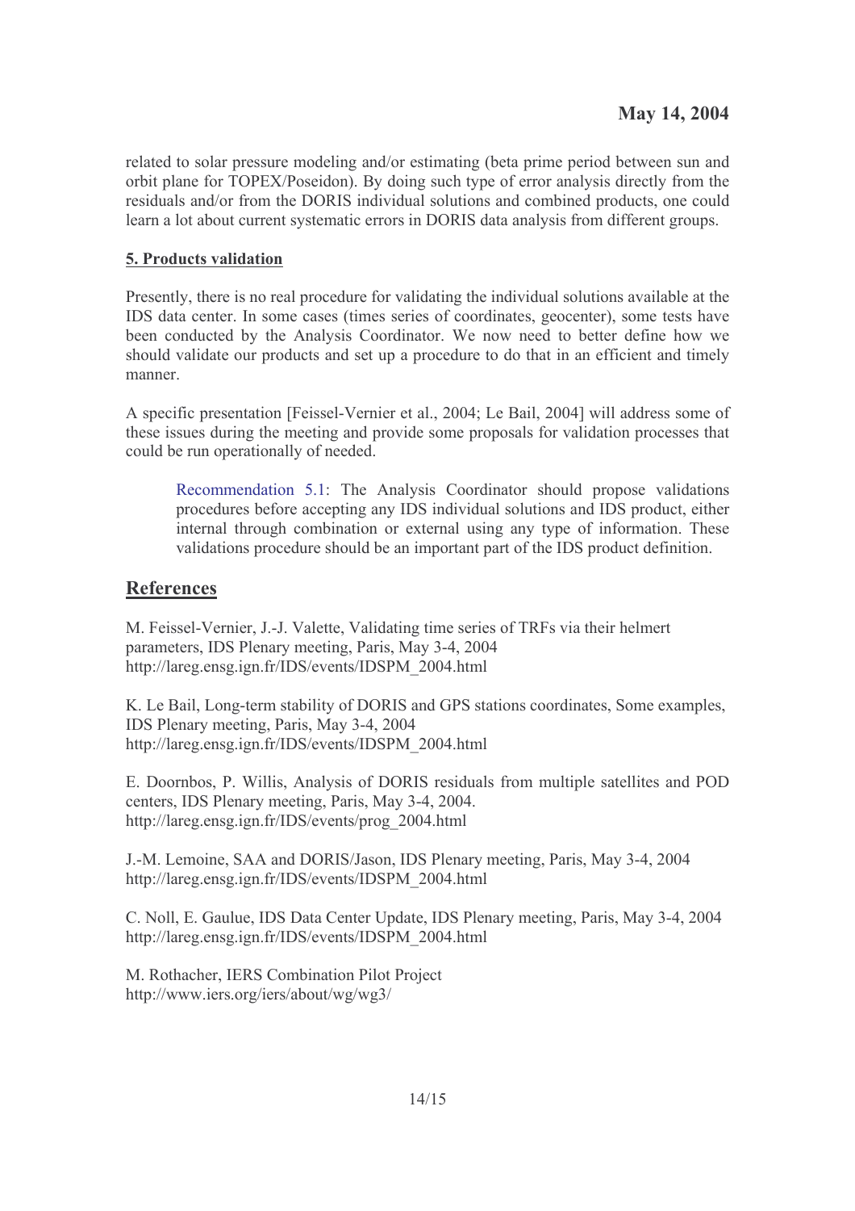related to solar pressure modeling and/or estimating (beta prime period between sun and orbit plane for TOPEX/Poseidon). By doing such type of error analysis directly from the residuals and/or from the DORIS individual solutions and combined products, one could learn a lot about current systematic errors in DORIS data analysis from different groups.

**5. Products validation**

Presently, there is no real procedure for validating the individual solutions available at the IDS data center. In some cases (times series of coordinates, geocenter), some tests have been conducted by the Analysis Coordinator. We now need to better define how we should validate our products and set up a procedure to do that in an efficient and timely manner.

A specific presentation [Feissel-Vernier et al., 2004; Le Bail, 2004] will address some of these issues during the meeting and provide some proposals for validation processes that could be run operationally of needed.

> Recommendation 5.1: The Analysis Coordinator should propose validations procedures before accepting any IDS individual solutions and IDS product, either internal through combination or external using any type of information. These validations procedure should be an important part of the IDS product definition.

## References

M. Feissel-Vernier, J.-J. Valette, Validating time series of TRFs via their helmert parameters, IDS Plenary meeting, Paris, May 3-4, 2004
http://lareg.ensg.ign.fr/IDS/events/IDSPM_2004.html

K. Le Bail, Long-term stability of DORIS and GPS stations coordinates, Some examples, IDS Plenary meeting, Paris, May 3-4, 2004
http://lareg.ensg.ign.fr/IDS/events/IDSPM_2004.html

E. Doornbos, P. Willis, Analysis of DORIS residuals from multiple satellites and POD centers, IDS Plenary meeting, Paris, May 3-4, 2004.
http://lareg.ensg.ign.fr/IDS/events/prog_2004.html

J.-M. Lemoine, SAA and DORIS/Jason, IDS Plenary meeting, Paris, May 3-4, 2004
http://lareg.ensg.ign.fr/IDS/events/IDSPM_2004.html

C. Noll, E. Gaulue, IDS Data Center Update, IDS Plenary meeting, Paris, May 3-4, 2004
http://lareg.ensg.ign.fr/IDS/events/IDSPM_2004.html

M. Rothacher, IERS Combination Pilot Project
http://www.iers.org/iers/about/wg/wg3/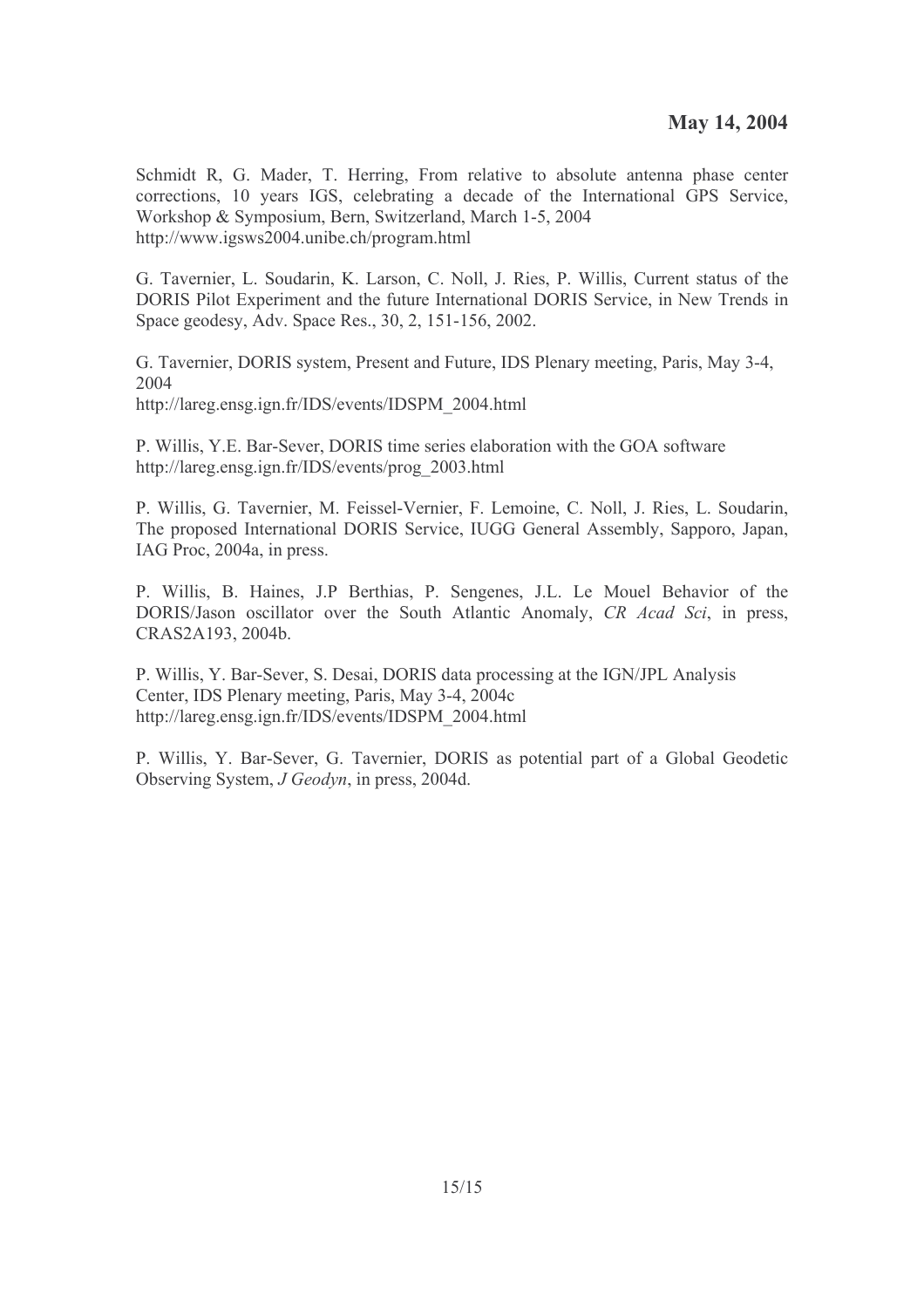Schmidt R, G. Mader, T. Herring, From relative to absolute antenna phase center corrections, 10 years IGS, celebrating a decade of the International GPS Service, Workshop & Symposium, Bern, Switzerland, March 1-5, 2004
http://www.igsws2004.unibe.ch/program.html

G. Tavernier, L. Soudarin, K. Larson, C. Noll, J. Ries, P. Willis, Current status of the DORIS Pilot Experiment and the future International DORIS Service, in New Trends in Space geodesy, Adv. Space Res., 30, 2, 151-156, 2002.

G. Tavernier, DORIS system, Present and Future, IDS Plenary meeting, Paris, May 3-4, 2004
http://lareg.ensg.ign.fr/IDS/events/IDSPM_2004.html

P. Willis, Y.E. Bar-Sever, DORIS time series elaboration with the GOA software
http://lareg.ensg.ign.fr/IDS/events/prog_2003.html

P. Willis, G. Tavernier, M. Feissel-Vernier, F. Lemoine, C. Noll, J. Ries, L. Soudarin, The proposed International DORIS Service, IUGG General Assembly, Sapporo, Japan, IAG Proc, 2004a, in press.

P. Willis, B. Haines, J.P Berthias, P. Sengenes, J.L. Le Mouel Behavior of the DORIS/Jason oscillator over the South Atlantic Anomaly, *CR Acad Sci*, in press, CRAS2A193, 2004b.

P. Willis, Y. Bar-Sever, S. Desai, DORIS data processing at the IGN/JPL Analysis Center, IDS Plenary meeting, Paris, May 3-4, 2004c
http://lareg.ensg.ign.fr/IDS/events/IDSPM_2004.html

P. Willis, Y. Bar-Sever, G. Tavernier, DORIS as potential part of a Global Geodetic Observing System, *J Geodyn*, in press, 2004d.